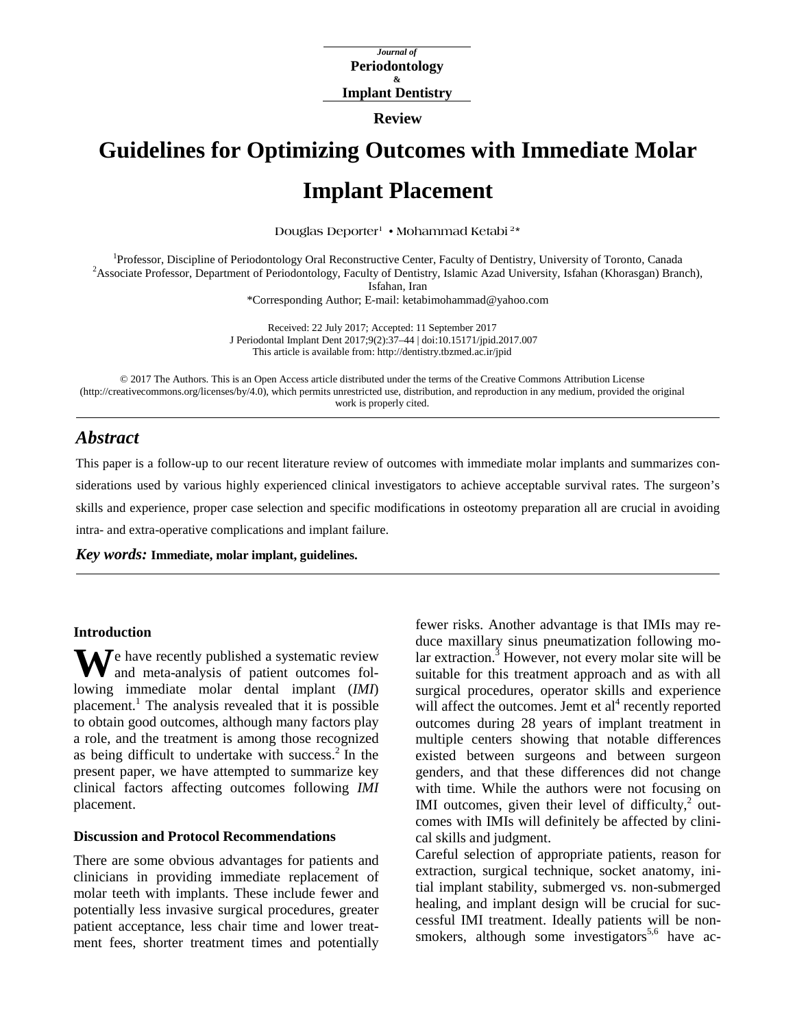Journal of
**Periodontology**
&
**Implant Dentistry**

**Review**

# Guidelines for Optimizing Outcomes with Immediate Molar Implant Placement

Douglas Deporter[1] • Mohammad Ketabi[2]*

[1]Professor, Discipline of Periodontology Oral Reconstructive Center, Faculty of Dentistry, University of Toronto, Canada
[2]Associate Professor, Department of Periodontology, Faculty of Dentistry, Islamic Azad University, Isfahan (Khorasgan) Branch), Isfahan, Iran
*Corresponding Author; E-mail: ketabimohammad@yahoo.com

Received: 22 July 2017; Accepted: 11 September 2017
J Periodontal Implant Dent 2017;9(2):37–44 | doi:10.15171/jpid.2017.007
This article is available from: http://dentistry.tbzmed.ac.ir/jpid

© 2017 The Authors. This is an Open Access article distributed under the terms of the Creative Commons Attribution License (http://creativecommons.org/licenses/by/4.0), which permits unrestricted use, distribution, and reproduction in any medium, provided the original work is properly cited.

## *Abstract*

This paper is a follow-up to our recent literature review of outcomes with immediate molar implants and summarizes considerations used by various highly experienced clinical investigators to achieve acceptable survival rates. The surgeon's skills and experience, proper case selection and specific modifications in osteotomy preparation all are crucial in avoiding intra- and extra-operative complications and implant failure.

***Key words:*** **Immediate, molar implant, guidelines.**

### Introduction

We have recently published a systematic review and meta-analysis of patient outcomes following immediate molar dental implant (*IMI*) placement.[1] The analysis revealed that it is possible to obtain good outcomes, although many factors play a role, and the treatment is among those recognized as being difficult to undertake with success.[2] In the present paper, we have attempted to summarize key clinical factors affecting outcomes following *IMI* placement.

### Discussion and Protocol Recommendations

There are some obvious advantages for patients and clinicians in providing immediate replacement of molar teeth with implants. These include fewer and potentially less invasive surgical procedures, greater patient acceptance, less chair time and lower treatment fees, shorter treatment times and potentially fewer risks. Another advantage is that IMIs may reduce maxillary sinus pneumatization following molar extraction.[3] However, not every molar site will be suitable for this treatment approach and as with all surgical procedures, operator skills and experience will affect the outcomes. Jemt et al[4] recently reported outcomes during 28 years of implant treatment in multiple centers showing that notable differences existed between surgeons and between surgeon genders, and that these differences did not change with time. While the authors were not focusing on IMI outcomes, given their level of difficulty,[2] outcomes with IMIs will definitely be affected by clinical skills and judgment.

Careful selection of appropriate patients, reason for extraction, surgical technique, socket anatomy, initial implant stability, submerged vs. non-submerged healing, and implant design will be crucial for successful IMI treatment. Ideally patients will be non-smokers, although some investigators[5,6] have ac-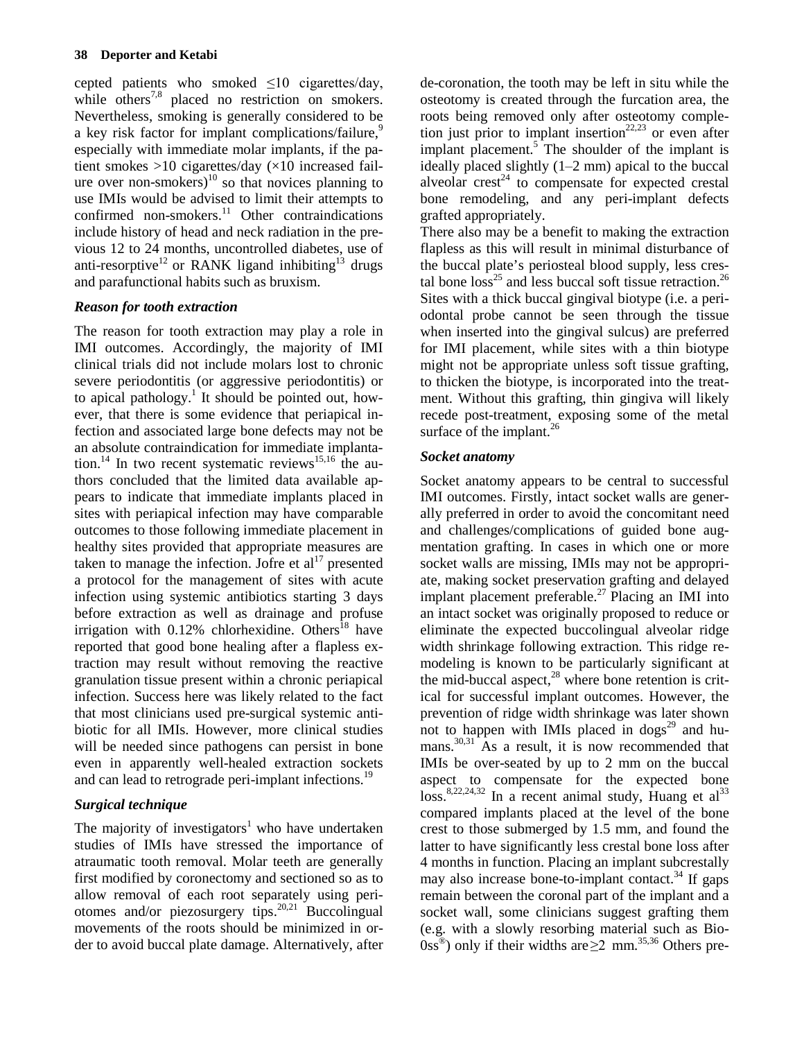cepted patients who smoked ≤10 cigarettes/day, while others[7,8] placed no restriction on smokers. Nevertheless, smoking is generally considered to be a key risk factor for implant complications/failure,[9] especially with immediate molar implants, if the patient smokes >10 cigarettes/day (×10 increased failure over non-smokers)[10] so that novices planning to use IMIs would be advised to limit their attempts to confirmed non-smokers.[11] Other contraindications include history of head and neck radiation in the previous 12 to 24 months, uncontrolled diabetes, use of anti-resorptive[12] or RANK ligand inhibiting[13] drugs and parafunctional habits such as bruxism.

### *Reason for tooth extraction*

The reason for tooth extraction may play a role in IMI outcomes. Accordingly, the majority of IMI clinical trials did not include molars lost to chronic severe periodontitis (or aggressive periodontitis) or to apical pathology.[1] It should be pointed out, however, that there is some evidence that periapical infection and associated large bone defects may not be an absolute contraindication for immediate implantation.[14] In two recent systematic reviews[15,16] the authors concluded that the limited data available appears to indicate that immediate implants placed in sites with periapical infection may have comparable outcomes to those following immediate placement in healthy sites provided that appropriate measures are taken to manage the infection. Jofre et al[17] presented a protocol for the management of sites with acute infection using systemic antibiotics starting 3 days before extraction as well as drainage and profuse irrigation with 0.12% chlorhexidine. Others[18] have reported that good bone healing after a flapless extraction may result without removing the reactive granulation tissue present within a chronic periapical infection. Success here was likely related to the fact that most clinicians used pre-surgical systemic antibiotic for all IMIs. However, more clinical studies will be needed since pathogens can persist in bone even in apparently well-healed extraction sockets and can lead to retrograde peri-implant infections.[19]

### *Surgical technique*

The majority of investigators[1] who have undertaken studies of IMIs have stressed the importance of atraumatic tooth removal. Molar teeth are generally first modified by coronectomy and sectioned so as to allow removal of each root separately using periotomes and/or piezosurgery tips.[20,21] Buccolingual movements of the roots should be minimized in order to avoid buccal plate damage. Alternatively, after de-coronation, the tooth may be left in situ while the osteotomy is created through the furcation area, the roots being removed only after osteotomy completion just prior to implant insertion[22,23] or even after implant placement.[5] The shoulder of the implant is ideally placed slightly (1–2 mm) apical to the buccal alveolar crest[24] to compensate for expected crestal bone remodeling, and any peri-implant defects grafted appropriately.

There also may be a benefit to making the extraction flapless as this will result in minimal disturbance of the buccal plate's periosteal blood supply, less crestal bone loss[25] and less buccal soft tissue retraction.[26] Sites with a thick buccal gingival biotype (i.e. a periodontal probe cannot be seen through the tissue when inserted into the gingival sulcus) are preferred for IMI placement, while sites with a thin biotype might not be appropriate unless soft tissue grafting, to thicken the biotype, is incorporated into the treatment. Without this grafting, thin gingiva will likely recede post-treatment, exposing some of the metal surface of the implant.[26]

### *Socket anatomy*

Socket anatomy appears to be central to successful IMI outcomes. Firstly, intact socket walls are generally preferred in order to avoid the concomitant need and challenges/complications of guided bone augmentation grafting. In cases in which one or more socket walls are missing, IMIs may not be appropriate, making socket preservation grafting and delayed implant placement preferable.[27] Placing an IMI into an intact socket was originally proposed to reduce or eliminate the expected buccolingual alveolar ridge width shrinkage following extraction. This ridge remodeling is known to be particularly significant at the mid-buccal aspect,[28] where bone retention is critical for successful implant outcomes. However, the prevention of ridge width shrinkage was later shown not to happen with IMIs placed in dogs[29] and humans.[30,31] As a result, it is now recommended that IMIs be over-seated by up to 2 mm on the buccal aspect to compensate for the expected bone loss.[8,22,24,32] In a recent animal study, Huang et al[33] compared implants placed at the level of the bone crest to those submerged by 1.5 mm, and found the latter to have significantly less crestal bone loss after 4 months in function. Placing an implant subcrestally may also increase bone-to-implant contact.[34] If gaps remain between the coronal part of the implant and a socket wall, some clinicians suggest grafting them (e.g. with a slowly resorbing material such as Bio-0ss®) only if their widths are ≥2 mm.[35,36] Others pre-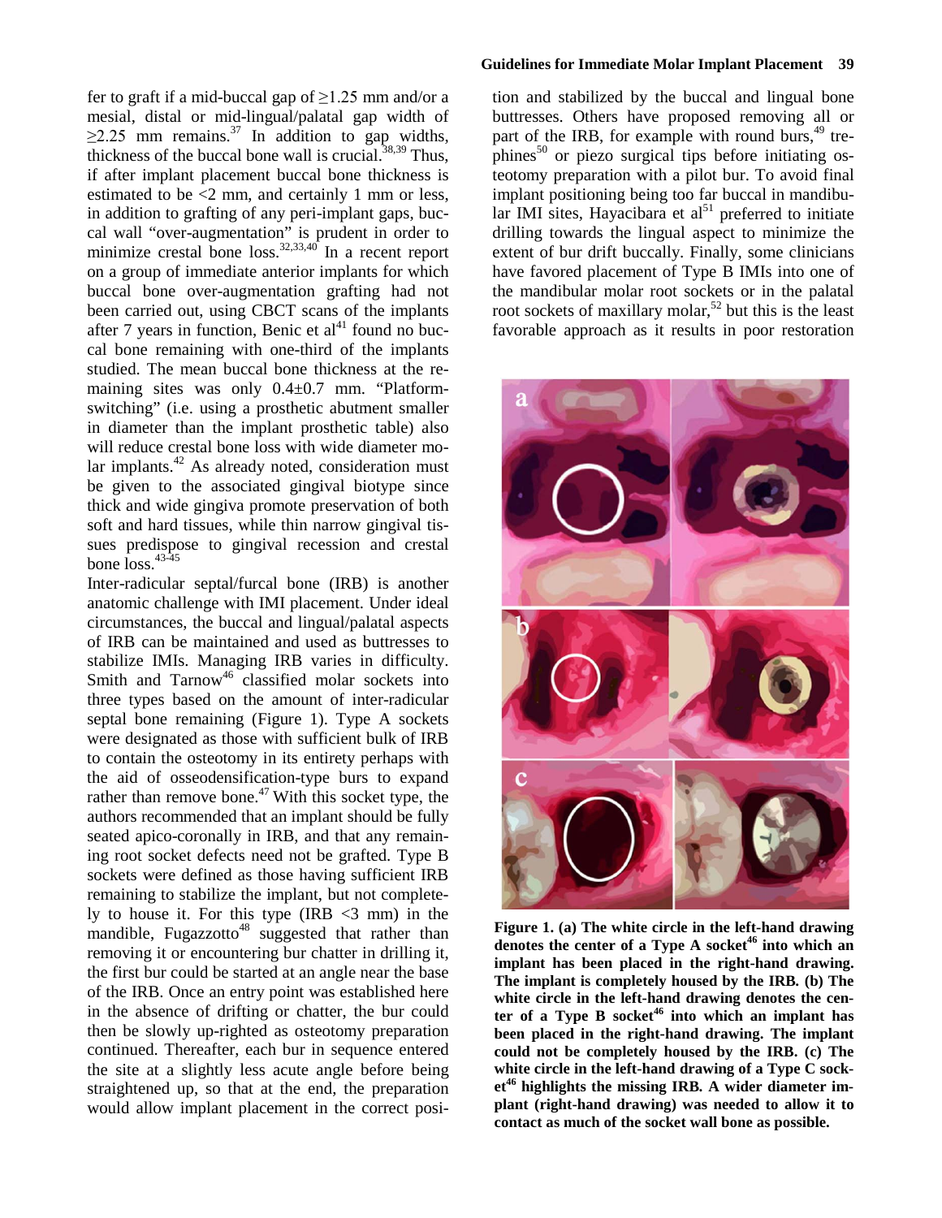fer to graft if a mid-buccal gap of ≥1.25 mm and/or a mesial, distal or mid-lingual/palatal gap width of ≥2.25 mm remains.[37] In addition to gap widths, thickness of the buccal bone wall is crucial.[38,39] Thus, if after implant placement buccal bone thickness is estimated to be <2 mm, and certainly 1 mm or less, in addition to grafting of any peri-implant gaps, buccal wall "over-augmentation" is prudent in order to minimize crestal bone loss.[32,33,40] In a recent report on a group of immediate anterior implants for which buccal bone over-augmentation grafting had not been carried out, using CBCT scans of the implants after 7 years in function, Benic et al[41] found no buccal bone remaining with one-third of the implants studied. The mean buccal bone thickness at the remaining sites was only 0.4±0.7 mm. "Platform-switching" (i.e. using a prosthetic abutment smaller in diameter than the implant prosthetic table) also will reduce crestal bone loss with wide diameter molar implants.[42] As already noted, consideration must be given to the associated gingival biotype since thick and wide gingiva promote preservation of both soft and hard tissues, while thin narrow gingival tissues predispose to gingival recession and crestal bone loss.[43-45]

Inter-radicular septal/furcal bone (IRB) is another anatomic challenge with IMI placement. Under ideal circumstances, the buccal and lingual/palatal aspects of IRB can be maintained and used as buttresses to stabilize IMIs. Managing IRB varies in difficulty. Smith and Tarnow[46] classified molar sockets into three types based on the amount of inter-radicular septal bone remaining (Figure 1). Type A sockets were designated as those with sufficient bulk of IRB to contain the osteotomy in its entirety perhaps with the aid of osseodensification-type burs to expand rather than remove bone.[47] With this socket type, the authors recommended that an implant should be fully seated apico-coronally in IRB, and that any remaining root socket defects need not be grafted. Type B sockets were defined as those having sufficient IRB remaining to stabilize the implant, but not completely to house it. For this type (IRB <3 mm) in the mandible, Fugazzotto[48] suggested that rather than removing it or encountering bur chatter in drilling it, the first bur could be started at an angle near the base of the IRB. Once an entry point was established here in the absence of drifting or chatter, the bur could then be slowly up-righted as osteotomy preparation continued. Thereafter, each bur in sequence entered the site at a slightly less acute angle before being straightened up, so that at the end, the preparation would allow implant placement in the correct position and stabilized by the buccal and lingual bone buttresses. Others have proposed removing all or part of the IRB, for example with round burs,[49] trephines[50] or piezo surgical tips before initiating osteotomy preparation with a pilot bur. To avoid final implant positioning being too far buccal in mandibular IMI sites, Hayacibara et al[51] preferred to initiate drilling towards the lingual aspect to minimize the extent of bur drift buccally. Finally, some clinicians have favored placement of Type B IMIs into one of the mandibular molar root sockets or in the palatal root sockets of maxillary molar,[52] but this is the least favorable approach as it results in poor restoration

**Figure 1. (a) The white circle in the left-hand drawing denotes the center of a Type A socket[46] into which an implant has been placed in the right-hand drawing. The implant is completely housed by the IRB. (b) The white circle in the left-hand drawing denotes the center of a Type B socket[46] into which an implant has been placed in the right-hand drawing. The implant could not be completely housed by the IRB. (c) The white circle in the left-hand drawing of a Type C socket[46] highlights the missing IRB. A wider diameter implant (right-hand drawing) was needed to allow it to contact as much of the socket wall bone as possible.**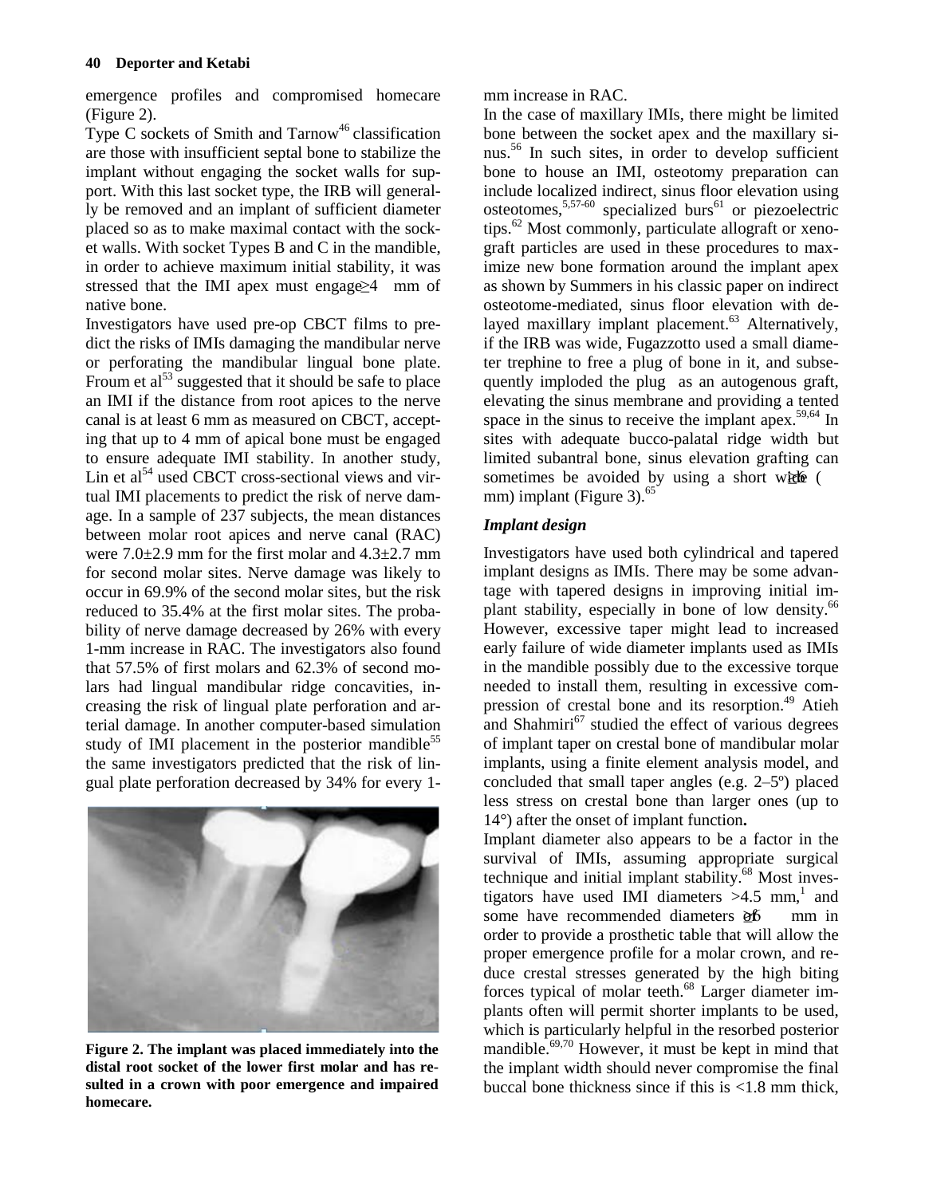emergence profiles and compromised homecare (Figure 2).

Type C sockets of Smith and Tarnow[46] classification are those with insufficient septal bone to stabilize the implant without engaging the socket walls for support. With this last socket type, the IRB will generally be removed and an implant of sufficient diameter placed so as to make maximal contact with the socket walls. With socket Types B and C in the mandible, in order to achieve maximum initial stability, it was stressed that the IMI apex must engage ≥4 mm of native bone.

Investigators have used pre-op CBCT films to predict the risks of IMIs damaging the mandibular nerve or perforating the mandibular lingual bone plate. Froum et al[53] suggested that it should be safe to place an IMI if the distance from root apices to the nerve canal is at least 6 mm as measured on CBCT, accepting that up to 4 mm of apical bone must be engaged to ensure adequate IMI stability. In another study, Lin et al[54] used CBCT cross-sectional views and virtual IMI placements to predict the risk of nerve damage. In a sample of 237 subjects, the mean distances between molar root apices and nerve canal (RAC) were 7.0±2.9 mm for the first molar and 4.3±2.7 mm for second molar sites. Nerve damage was likely to occur in 69.9% of the second molar sites, but the risk reduced to 35.4% at the first molar sites. The probability of nerve damage decreased by 26% with every 1-mm increase in RAC. The investigators also found that 57.5% of first molars and 62.3% of second molars had lingual mandibular ridge concavities, increasing the risk of lingual plate perforation and arterial damage. In another computer-based simulation study of IMI placement in the posterior mandible[55] the same investigators predicted that the risk of lingual plate perforation decreased by 34% for every 1-mm increase in RAC.

**Figure 2. The implant was placed immediately into the distal root socket of the lower first molar and has resulted in a crown with poor emergence and impaired homecare.**

In the case of maxillary IMIs, there might be limited bone between the socket apex and the maxillary sinus.[56] In such sites, in order to develop sufficient bone to house an IMI, osteotomy preparation can include localized indirect, sinus floor elevation using osteotomes,[5,57-60] specialized burs[61] or piezoelectric tips.[62] Most commonly, particulate allograft or xenograft particles are used in these procedures to maximize new bone formation around the implant apex as shown by Summers in his classic paper on indirect osteotome-mediated, sinus floor elevation with delayed maxillary implant placement.[63] Alternatively, if the IRB was wide, Fugazzotto used a small diameter trephine to free a plug of bone in it, and subsequently imploded the plug as an autogenous graft, elevating the sinus membrane and providing a tented space in the sinus to receive the implant apex.[59,64] In sites with adequate bucco-palatal ridge width but limited subantral bone, sinus elevation grafting can sometimes be avoided by using a short wide (≥6 mm) implant (Figure 3).[65]

### *Implant design*

Investigators have used both cylindrical and tapered implant designs as IMIs. There may be some advantage with tapered designs in improving initial implant stability, especially in bone of low density.[66] However, excessive taper might lead to increased early failure of wide diameter implants used as IMIs in the mandible possibly due to the excessive torque needed to install them, resulting in excessive compression of crestal bone and its resorption.[49] Atieh and Shahmiri[67] studied the effect of various degrees of implant taper on crestal bone of mandibular molar implants, using a finite element analysis model, and concluded that small taper angles (e.g. 2–5º) placed less stress on crestal bone than larger ones (up to 14°) after the onset of implant function.

Implant diameter also appears to be a factor in the survival of IMIs, assuming appropriate surgical technique and initial implant stability.[68] Most investigators have used IMI diameters >4.5 mm,[1] and some have recommended diameters of ≥6 mm in order to provide a prosthetic table that will allow the proper emergence profile for a molar crown, and reduce crestal stresses generated by the high biting forces typical of molar teeth.[68] Larger diameter implants often will permit shorter implants to be used, which is particularly helpful in the resorbed posterior mandible.[69,70] However, it must be kept in mind that the implant width should never compromise the final buccal bone thickness since if this is <1.8 mm thick,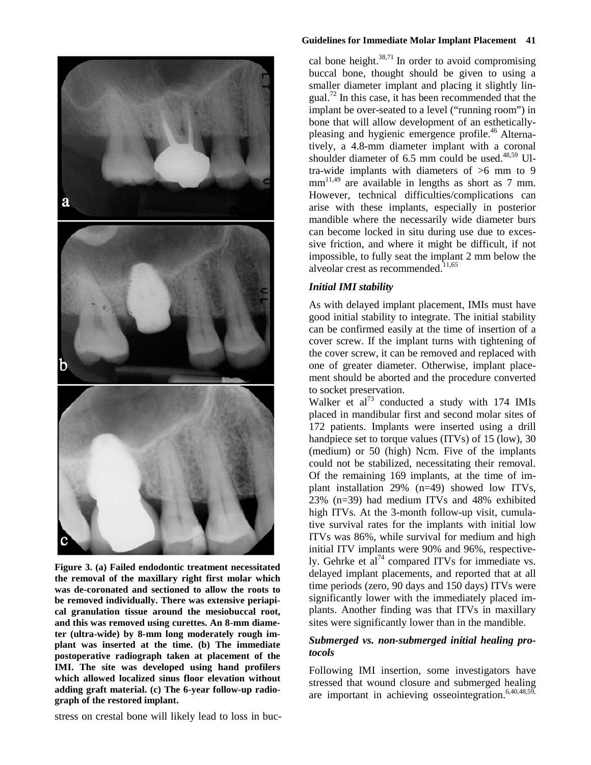**Figure 3. (a) Failed endodontic treatment necessitated the removal of the maxillary right first molar which was de-coronated and sectioned to allow the roots to be removed individually. There was extensive periapical granulation tissue around the mesiobuccal root, and this was removed using curettes. An 8-mm diameter (ultra-wide) by 8-mm long moderately rough implant was inserted at the time. (b) The immediate postoperative radiograph taken at placement of the IMI. The site was developed using hand profilers which allowed localized sinus floor elevation without adding graft material. (c) The 6-year follow-up radiograph of the restored implant.**

stress on crestal bone will likely lead to loss in buccal bone height.[38,71] In order to avoid compromising buccal bone, thought should be given to using a smaller diameter implant and placing it slightly lingual.[72] In this case, it has been recommended that the implant be over-seated to a level ("running room") in bone that will allow development of an esthetically-pleasing and hygienic emergence profile.[46] Alternatively, a 4.8-mm diameter implant with a coronal shoulder diameter of 6.5 mm could be used.[48,59] Ultra-wide implants with diameters of >6 mm to 9 mm[11,49] are available in lengths as short as 7 mm. However, technical difficulties/complications can arise with these implants, especially in posterior mandible where the necessarily wide diameter burs can become locked in situ during use due to excessive friction, and where it might be difficult, if not impossible, to fully seat the implant 2 mm below the alveolar crest as recommended.[11,65]

### *Initial IMI stability*

As with delayed implant placement, IMIs must have good initial stability to integrate. The initial stability can be confirmed easily at the time of insertion of a cover screw. If the implant turns with tightening of the cover screw, it can be removed and replaced with one of greater diameter. Otherwise, implant placement should be aborted and the procedure converted to socket preservation.

Walker et al[73] conducted a study with 174 IMIs placed in mandibular first and second molar sites of 172 patients. Implants were inserted using a drill handpiece set to torque values (ITVs) of 15 (low), 30 (medium) or 50 (high) Ncm. Five of the implants could not be stabilized, necessitating their removal. Of the remaining 169 implants, at the time of implant installation 29% (n=49) showed low ITVs, 23% (n=39) had medium ITVs and 48% exhibited high ITVs. At the 3-month follow-up visit, cumulative survival rates for the implants with initial low ITVs was 86%, while survival for medium and high initial ITV implants were 90% and 96%, respectively. Gehrke et al[74] compared ITVs for immediate vs. delayed implant placements, and reported that at all time periods (zero, 90 days and 150 days) ITVs were significantly lower with the immediately placed implants. Another finding was that ITVs in maxillary sites were significantly lower than in the mandible.

### *Submerged vs. non-submerged initial healing protocols*

Following IMI insertion, some investigators have stressed that wound closure and submerged healing are important in achieving osseointegration.[6,40,48,59,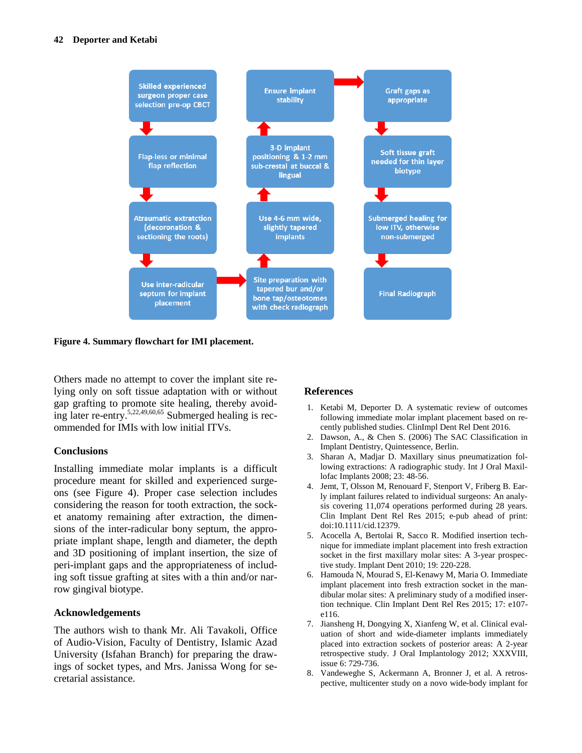Skilled experienced surgeon proper case selection pre-op CBCT

Flap-less or minimal flap reflection

Atraumatic extratction (decoronation & sectioning the roots)

Use inter-radicular septum for implant placement

Site preparation with tapered bur and/or bone tap/osteotomes with check radiograph

Use 4-6 mm wide, slightly tapered implants

3-D implant positioning & 1-2 mm sub-crestal at buccal & lingual

Ensure implant stability

Graft gaps as appropriate

Soft tissue graft needed for thin layer biotype

Submerged healing for low ITV, otherwise non-submerged

Final Radiograph

**Figure 4. Summary flowchart for IMI placement.**

Others made no attempt to cover the implant site relying only on soft tissue adaptation with or without gap grafting to promote site healing, thereby avoiding later re-entry.[5,22,49,60,65] Submerged healing is recommended for IMIs with low initial ITVs.

## Conclusions

Installing immediate molar implants is a difficult procedure meant for skilled and experienced surgeons (see Figure 4). Proper case selection includes considering the reason for tooth extraction, the socket anatomy remaining after extraction, the dimensions of the inter-radicular bony septum, the appropriate implant shape, length and diameter, the depth and 3D positioning of implant insertion, the size of peri-implant gaps and the appropriateness of including soft tissue grafting at sites with a thin and/or narrow gingival biotype.

## Acknowledgements

The authors wish to thank Mr. Ali Tavakoli, Office of Audio-Vision, Faculty of Dentistry, Islamic Azad University (Isfahan Branch) for preparing the drawings of socket types, and Mrs. Janissa Wong for secretarial assistance.

## References

1. Ketabi M, Deporter D. A systematic review of outcomes following immediate molar implant placement based on recently published studies. ClinImpl Dent Rel Dent 2016.
2. Dawson, A., & Chen S. (2006) The SAC Classification in Implant Dentistry, Quintessence, Berlin.
3. Sharan A, Madjar D. Maxillary sinus pneumatization following extractions: A radiographic study. Int J Oral Maxillofac Implants 2008; 23: 48-56.
4. Jemt, T, Olsson M, Renouard F, Stenport V, Friberg B. Early implant failures related to individual surgeons: An analysis covering 11,074 operations performed during 28 years. Clin Implant Dent Rel Res 2015; e-pub ahead of print: doi:10.1111/cid.12379.
5. Acocella A, Bertolai R, Sacco R. Modified insertion technique for immediate implant placement into fresh extraction socket in the first maxillary molar sites: A 3-year prospective study. Implant Dent 2010; 19: 220-228.
6. Hamouda N, Mourad S, El-Kenawy M, Maria O. Immediate implant placement into fresh extraction socket in the mandibular molar sites: A preliminary study of a modified insertion technique. Clin Implant Dent Rel Res 2015; 17: e107-e116.
7. Jiansheng H, Dongying X, Xianfeng W, et al. Clinical evaluation of short and wide-diameter implants immediately placed into extraction sockets of posterior areas: A 2-year retrospective study. J Oral Implantology 2012; XXXVIII, issue 6: 729-736.
8. Vandeweghe S, Ackermann A, Bronner J, et al. A retrospective, multicenter study on a novo wide-body implant for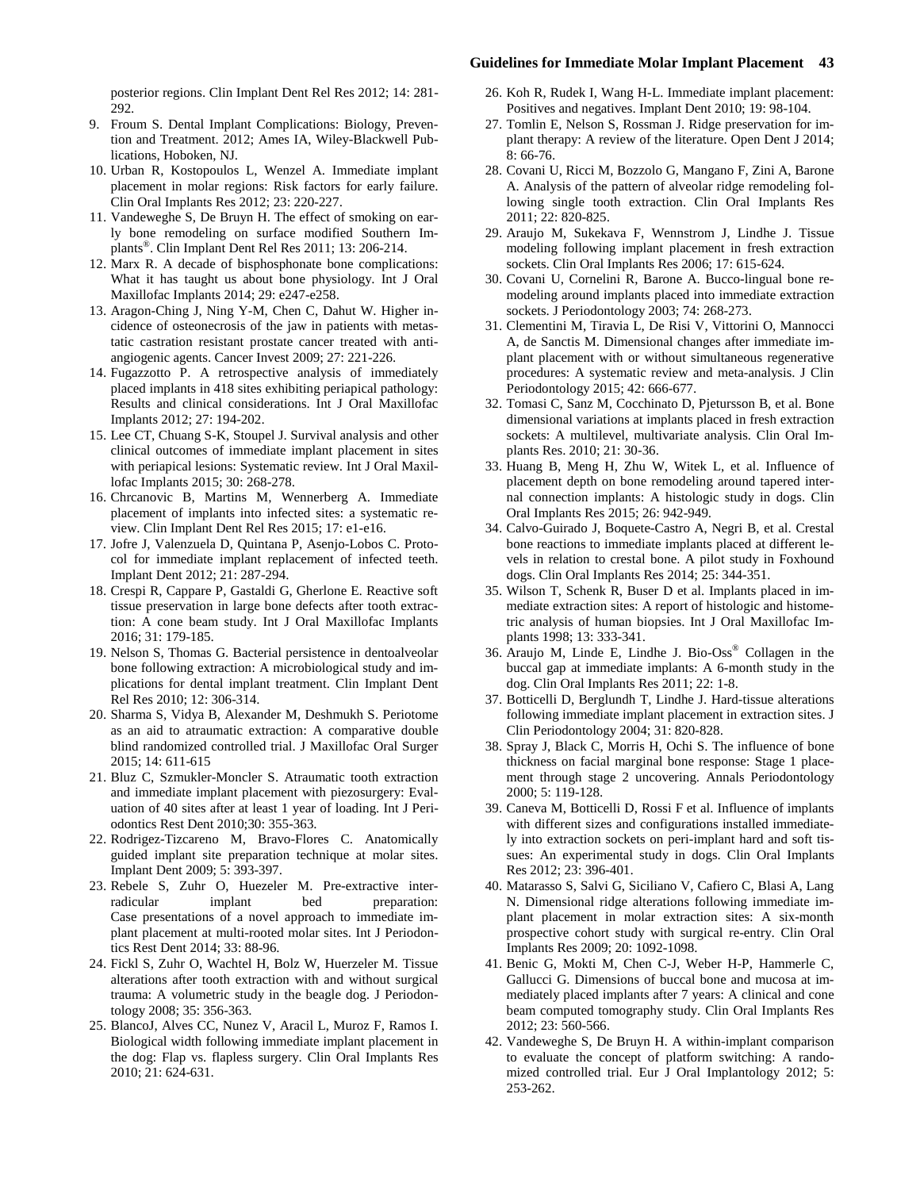posterior regions. Clin Implant Dent Rel Res 2012; 14: 281-292.

9. Froum S. Dental Implant Complications: Biology, Prevention and Treatment. 2012; Ames IA, Wiley-Blackwell Publications, Hoboken, NJ.
10. Urban R, Kostopoulos L, Wenzel A. Immediate implant placement in molar regions: Risk factors for early failure. Clin Oral Implants Res 2012; 23: 220-227.
11. Vandeweghe S, De Bruyn H. The effect of smoking on early bone remodeling on surface modified Southern Implants®. Clin Implant Dent Rel Res 2011; 13: 206-214.
12. Marx R. A decade of bisphosphonate bone complications: What it has taught us about bone physiology. Int J Oral Maxillofac Implants 2014; 29: e247-e258.
13. Aragon-Ching J, Ning Y-M, Chen C, Dahut W. Higher incidence of osteonecrosis of the jaw in patients with metastatic castration resistant prostate cancer treated with anti-angiogenic agents. Cancer Invest 2009; 27: 221-226.
14. Fugazzotto P. A retrospective analysis of immediately placed implants in 418 sites exhibiting periapical pathology: Results and clinical considerations. Int J Oral Maxillofac Implants 2012; 27: 194-202.
15. Lee CT, Chuang S-K, Stoupel J. Survival analysis and other clinical outcomes of immediate implant placement in sites with periapical lesions: Systematic review. Int J Oral Maxillofac Implants 2015; 30: 268-278.
16. Chrcanovic B, Martins M, Wennerberg A. Immediate placement of implants into infected sites: a systematic review. Clin Implant Dent Rel Res 2015; 17: e1-e16.
17. Jofre J, Valenzuela D, Quintana P, Asenjo-Lobos C. Protocol for immediate implant replacement of infected teeth. Implant Dent 2012; 21: 287-294.
18. Crespi R, Cappare P, Gastaldi G, Gherlone E. Reactive soft tissue preservation in large bone defects after tooth extraction: A cone beam study. Int J Oral Maxillofac Implants 2016; 31: 179-185.
19. Nelson S, Thomas G. Bacterial persistence in dentoalveolar bone following extraction: A microbiological study and implications for dental implant treatment. Clin Implant Dent Rel Res 2010; 12: 306-314.
20. Sharma S, Vidya B, Alexander M, Deshmukh S. Periotome as an aid to atraumatic extraction: A comparative double blind randomized controlled trial. J Maxillofac Oral Surger 2015; 14: 611-615
21. Bluz C, Szmukler-Moncler S. Atraumatic tooth extraction and immediate implant placement with piezosurgery: Evaluation of 40 sites after at least 1 year of loading. Int J Periodontics Rest Dent 2010;30: 355-363.
22. Rodrigez-Tizcareno M, Bravo-Flores C. Anatomically guided implant site preparation technique at molar sites. Implant Dent 2009; 5: 393-397.
23. Rebele S, Zuhr O, Huezeler M. Pre-extractive interradicular implant bed preparation: Case presentations of a novel approach to immediate implant placement at multi-rooted molar sites. Int J Periodontics Rest Dent 2014; 33: 88-96.
24. Fickl S, Zuhr O, Wachtel H, Bolz W, Huerzeler M. Tissue alterations after tooth extraction with and without surgical trauma: A volumetric study in the beagle dog. J Periodontology 2008; 35: 356-363.
25. BlancoJ, Alves CC, Nunez V, Aracil L, Muroz F, Ramos I. Biological width following immediate implant placement in the dog: Flap vs. flapless surgery. Clin Oral Implants Res 2010; 21: 624-631.
26. Koh R, Rudek I, Wang H-L. Immediate implant placement: Positives and negatives. Implant Dent 2010; 19: 98-104.
27. Tomlin E, Nelson S, Rossman J. Ridge preservation for implant therapy: A review of the literature. Open Dent J 2014; 8: 66-76.
28. Covani U, Ricci M, Bozzolo G, Mangano F, Zini A, Barone A. Analysis of the pattern of alveolar ridge remodeling following single tooth extraction. Clin Oral Implants Res 2011; 22: 820-825.
29. Araujo M, Sukekava F, Wennstrom J, Lindhe J. Tissue modeling following implant placement in fresh extraction sockets. Clin Oral Implants Res 2006; 17: 615-624.
30. Covani U, Cornelini R, Barone A. Bucco-lingual bone remodeling around implants placed into immediate extraction sockets. J Periodontology 2003; 74: 268-273.
31. Clementini M, Tiravia L, De Risi V, Vittorini O, Mannocci A, de Sanctis M. Dimensional changes after immediate implant placement with or without simultaneous regenerative procedures: A systematic review and meta-analysis. J Clin Periodontology 2015; 42: 666-677.
32. Tomasi C, Sanz M, Cocchinato D, Pjetursson B, et al. Bone dimensional variations at implants placed in fresh extraction sockets: A multilevel, multivariate analysis. Clin Oral Implants Res. 2010; 21: 30-36.
33. Huang B, Meng H, Zhu W, Witek L, et al. Influence of placement depth on bone remodeling around tapered internal connection implants: A histologic study in dogs. Clin Oral Implants Res 2015; 26: 942-949.
34. Calvo-Guirado J, Boquete-Castro A, Negri B, et al. Crestal bone reactions to immediate implants placed at different levels in relation to crestal bone. A pilot study in Foxhound dogs. Clin Oral Implants Res 2014; 25: 344-351.
35. Wilson T, Schenk R, Buser D et al. Implants placed in immediate extraction sites: A report of histologic and histometric analysis of human biopsies. Int J Oral Maxillofac Implants 1998; 13: 333-341.
36. Araujo M, Linde E, Lindhe J. Bio-Oss® Collagen in the buccal gap at immediate implants: A 6-month study in the dog. Clin Oral Implants Res 2011; 22: 1-8.
37. Botticelli D, Berglundh T, Lindhe J. Hard-tissue alterations following immediate implant placement in extraction sites. J Clin Periodontology 2004; 31: 820-828.
38. Spray J, Black C, Morris H, Ochi S. The influence of bone thickness on facial marginal bone response: Stage 1 placement through stage 2 uncovering. Annals Periodontology 2000; 5: 119-128.
39. Caneva M, Botticelli D, Rossi F et al. Influence of implants with different sizes and configurations installed immediately into extraction sockets on peri-implant hard and soft tissues: An experimental study in dogs. Clin Oral Implants Res 2012; 23: 396-401.
40. Matarasso S, Salvi G, Siciliano V, Cafiero C, Blasi A, Lang N. Dimensional ridge alterations following immediate implant placement in molar extraction sites: A six-month prospective cohort study with surgical re-entry. Clin Oral Implants Res 2009; 20: 1092-1098.
41. Benic G, Mokti M, Chen C-J, Weber H-P, Hammerle C, Gallucci G. Dimensions of buccal bone and mucosa at immediately placed implants after 7 years: A clinical and cone beam computed tomography study. Clin Oral Implants Res 2012; 23: 560-566.
42. Vandeweghe S, De Bruyn H. A within-implant comparison to evaluate the concept of platform switching: A randomized controlled trial. Eur J Oral Implantology 2012; 5: 253-262.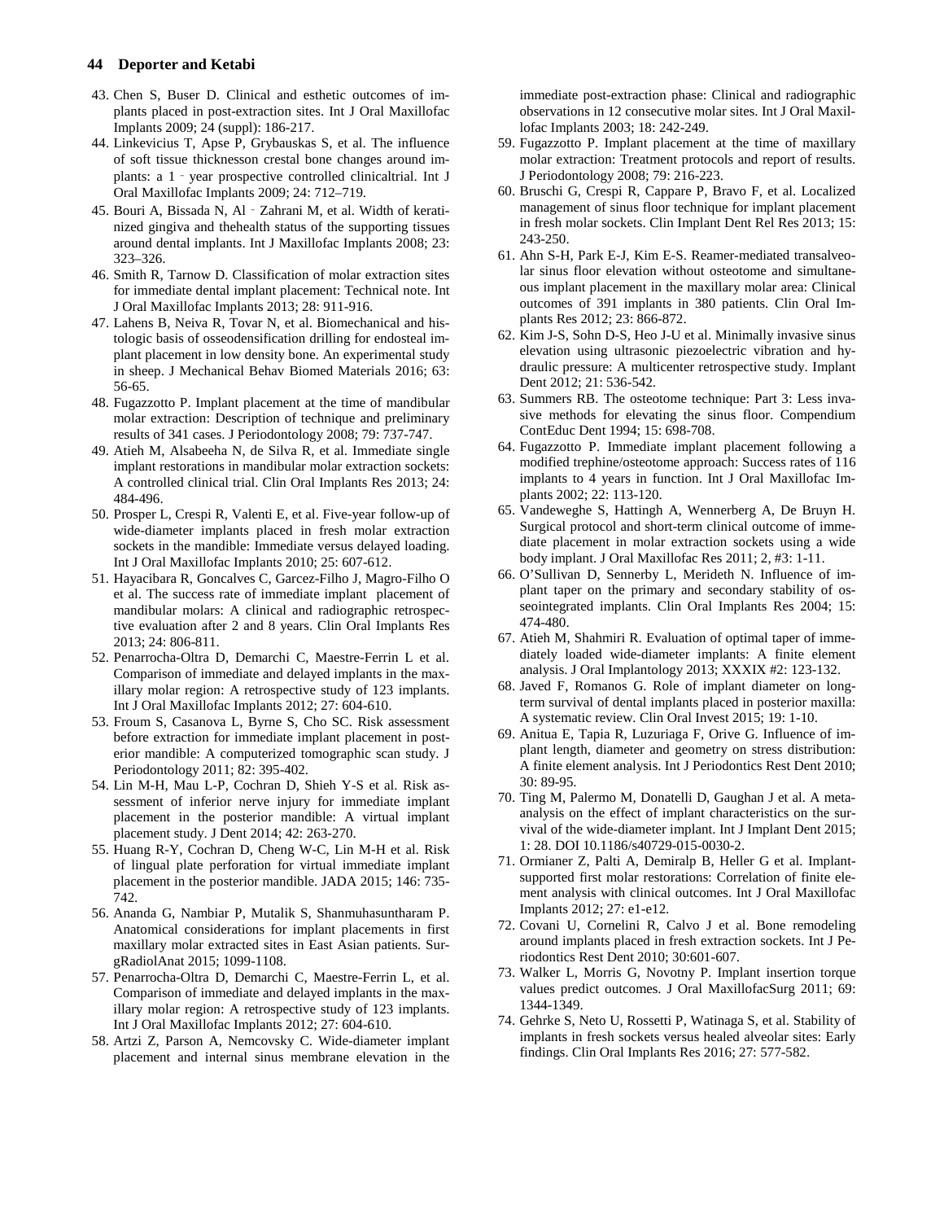43. Chen S, Buser D. Clinical and esthetic outcomes of implants placed in post-extraction sites. Int J Oral Maxillofac Implants 2009; 24 (suppl): 186-217.
44. Linkevicius T, Apse P, Grybauskas S, et al. The influence of soft tissue thicknesson crestal bone changes around implants: a 1 - year prospective controlled clinicaltrial. Int J Oral Maxillofac Implants 2009; 24: 712–719.
45. Bouri A, Bissada N, Al - Zahrani M, et al. Width of keratinized gingiva and thehealth status of the supporting tissues around dental implants. Int J Maxillofac Implants 2008; 23: 323–326.
46. Smith R, Tarnow D. Classification of molar extraction sites for immediate dental implant placement: Technical note. Int J Oral Maxillofac Implants 2013; 28: 911-916.
47. Lahens B, Neiva R, Tovar N, et al. Biomechanical and histologic basis of osseodensification drilling for endosteal implant placement in low density bone. An experimental study in sheep. J Mechanical Behav Biomed Materials 2016; 63: 56-65.
48. Fugazzotto P. Implant placement at the time of mandibular molar extraction: Description of technique and preliminary results of 341 cases. J Periodontology 2008; 79: 737-747.
49. Atieh M, Alsabeeha N, de Silva R, et al. Immediate single implant restorations in mandibular molar extraction sockets: A controlled clinical trial. Clin Oral Implants Res 2013; 24: 484-496.
50. Prosper L, Crespi R, Valenti E, et al. Five-year follow-up of wide-diameter implants placed in fresh molar extraction sockets in the mandible: Immediate versus delayed loading. Int J Oral Maxillofac Implants 2010; 25: 607-612.
51. Hayacibara R, Goncalves C, Garcez-Filho J, Magro-Filho O et al. The success rate of immediate implant placement of mandibular molars: A clinical and radiographic retrospective evaluation after 2 and 8 years. Clin Oral Implants Res 2013; 24: 806-811.
52. Penarrocha-Oltra D, Demarchi C, Maestre-Ferrin L et al. Comparison of immediate and delayed implants in the maxillary molar region: A retrospective study of 123 implants. Int J Oral Maxillofac Implants 2012; 27: 604-610.
53. Froum S, Casanova L, Byrne S, Cho SC. Risk assessment before extraction for immediate implant placement in posterior mandible: A computerized tomographic scan study. J Periodontology 2011; 82: 395-402.
54. Lin M-H, Mau L-P, Cochran D, Shieh Y-S et al. Risk assessment of inferior nerve injury for immediate implant placement in the posterior mandible: A virtual implant placement study. J Dent 2014; 42: 263-270.
55. Huang R-Y, Cochran D, Cheng W-C, Lin M-H et al. Risk of lingual plate perforation for virtual immediate implant placement in the posterior mandible. JADA 2015; 146: 735-742.
56. Ananda G, Nambiar P, Mutalik S, Shanmuhasuntharam P. Anatomical considerations for implant placements in first maxillary molar extracted sites in East Asian patients. SurgRadiolAnat 2015; 1099-1108.
57. Penarrocha-Oltra D, Demarchi C, Maestre-Ferrin L, et al. Comparison of immediate and delayed implants in the maxillary molar region: A retrospective study of 123 implants. Int J Oral Maxillofac Implants 2012; 27: 604-610.
58. Artzi Z, Parson A, Nemcovsky C. Wide-diameter implant placement and internal sinus membrane elevation in the immediate post-extraction phase: Clinical and radiographic observations in 12 consecutive molar sites. Int J Oral Maxillofac Implants 2003; 18: 242-249.
59. Fugazzotto P. Implant placement at the time of maxillary molar extraction: Treatment protocols and report of results. J Periodontology 2008; 79: 216-223.
60. Bruschi G, Crespi R, Cappare P, Bravo F, et al. Localized management of sinus floor technique for implant placement in fresh molar sockets. Clin Implant Dent Rel Res 2013; 15: 243-250.
61. Ahn S-H, Park E-J, Kim E-S. Reamer-mediated transalveolar sinus floor elevation without osteotome and simultaneous implant placement in the maxillary molar area: Clinical outcomes of 391 implants in 380 patients. Clin Oral Implants Res 2012; 23: 866-872.
62. Kim J-S, Sohn D-S, Heo J-U et al. Minimally invasive sinus elevation using ultrasonic piezoelectric vibration and hydraulic pressure: A multicenter retrospective study. Implant Dent 2012; 21: 536-542.
63. Summers RB. The osteotome technique: Part 3: Less invasive methods for elevating the sinus floor. Compendium ContEduc Dent 1994; 15: 698-708.
64. Fugazzotto P. Immediate implant placement following a modified trephine/osteotome approach: Success rates of 116 implants to 4 years in function. Int J Oral Maxillofac Implants 2002; 22: 113-120.
65. Vandeweghe S, Hattingh A, Wennerberg A, De Bruyn H. Surgical protocol and short-term clinical outcome of immediate placement in molar extraction sockets using a wide body implant. J Oral Maxillofac Res 2011; 2, #3: 1-11.
66. O'Sullivan D, Sennerby L, Merideth N. Influence of implant taper on the primary and secondary stability of osseointegrated implants. Clin Oral Implants Res 2004; 15: 474-480.
67. Atieh M, Shahmiri R. Evaluation of optimal taper of immediately loaded wide-diameter implants: A finite element analysis. J Oral Implantology 2013; XXXIX #2: 123-132.
68. Javed F, Romanos G. Role of implant diameter on long-term survival of dental implants placed in posterior maxilla: A systematic review. Clin Oral Invest 2015; 19: 1-10.
69. Anitua E, Tapia R, Luzuriaga F, Orive G. Influence of implant length, diameter and geometry on stress distribution: A finite element analysis. Int J Periodontics Rest Dent 2010; 30: 89-95.
70. Ting M, Palermo M, Donatelli D, Gaughan J et al. A meta-analysis on the effect of implant characteristics on the survival of the wide-diameter implant. Int J Implant Dent 2015; 1: 28. DOI 10.1186/s40729-015-0030-2.
71. Ormianer Z, Palti A, Demiralp B, Heller G et al. Implant-supported first molar restorations: Correlation of finite element analysis with clinical outcomes. Int J Oral Maxillofac Implants 2012; 27: e1-e12.
72. Covani U, Cornelini R, Calvo J et al. Bone remodeling around implants placed in fresh extraction sockets. Int J Periodontics Rest Dent 2010; 30:601-607.
73. Walker L, Morris G, Novotny P. Implant insertion torque values predict outcomes. J Oral MaxillofacSurg 2011; 69: 1344-1349.
74. Gehrke S, Neto U, Rossetti P, Watinaga S, et al. Stability of implants in fresh sockets versus healed alveolar sites: Early findings. Clin Oral Implants Res 2016; 27: 577-582.